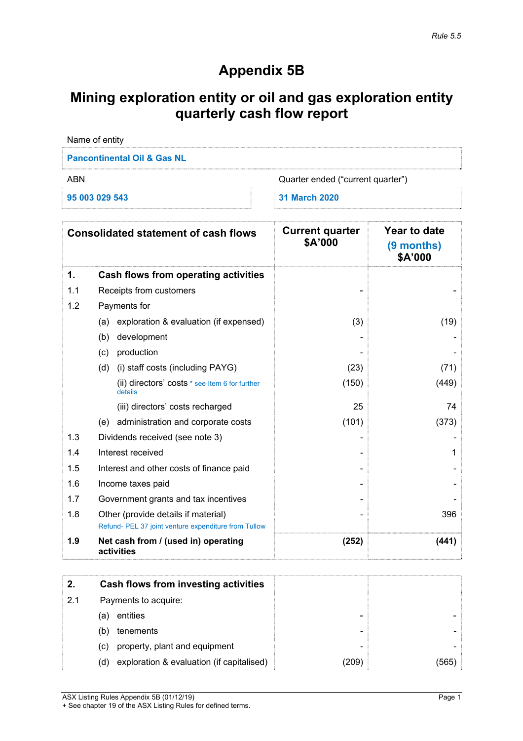*Rule 5.5*

# Appendix 5B

## Mining exploration entity or oil and gas exploration entity quarterly cash flow report

| Name of entity | |
|---|---|
| **Pancontinental Oil & Gas NL** | |
| **ABN** | **Quarter ended ("current quarter")** |
| **95 003 029 543** | **31 March 2020** |

| Consolidated statement of cash flows | | | Current quarter $A'000 | Year to date (9 months) $A'000 |
|---|---|---|---|---|
| **1.** | **Cash flows from operating activities** | | | |
| 1.1 | Receipts from customers | | - | - |
| 1.2 | Payments for | | | |
| | (a) | exploration & evaluation (if expensed) | (3) | (19) |
| | (b) | development | - | - |
| | (c) | production | - | - |
| | (d) | (i) staff costs (including PAYG) | (23) | (71) |
| | | (ii) directors' costs * see Item 6 for further details | (150) | (449) |
| | | (iii) directors' costs recharged | 25 | 74 |
| | (e) | administration and corporate costs | (101) | (373) |
| 1.3 | Dividends received (see note 3) | | - | - |
| 1.4 | Interest received | | - | 1 |
| 1.5 | Interest and other costs of finance paid | | - | - |
| 1.6 | Income taxes paid | | - | - |
| 1.7 | Government grants and tax incentives | | - | - |
| 1.8 | Other (provide details if material) Refund- PEL 37 joint venture expenditure from Tullow | | - | 396 |
| **1.9** | **Net cash from / (used in) operating activities** | | **(252)** | **(441)** |

| | | | | |
|---|---|---|---|---|
| **2.** | **Cash flows from investing activities** | | | |
| 2.1 | Payments to acquire: | | | |
| | (a) | entities | - | - |
| | (b) | tenements | - | - |
| | (c) | property, plant and equipment | - | - |
| | (d) | exploration & evaluation (if capitalised) | (209) | (565) |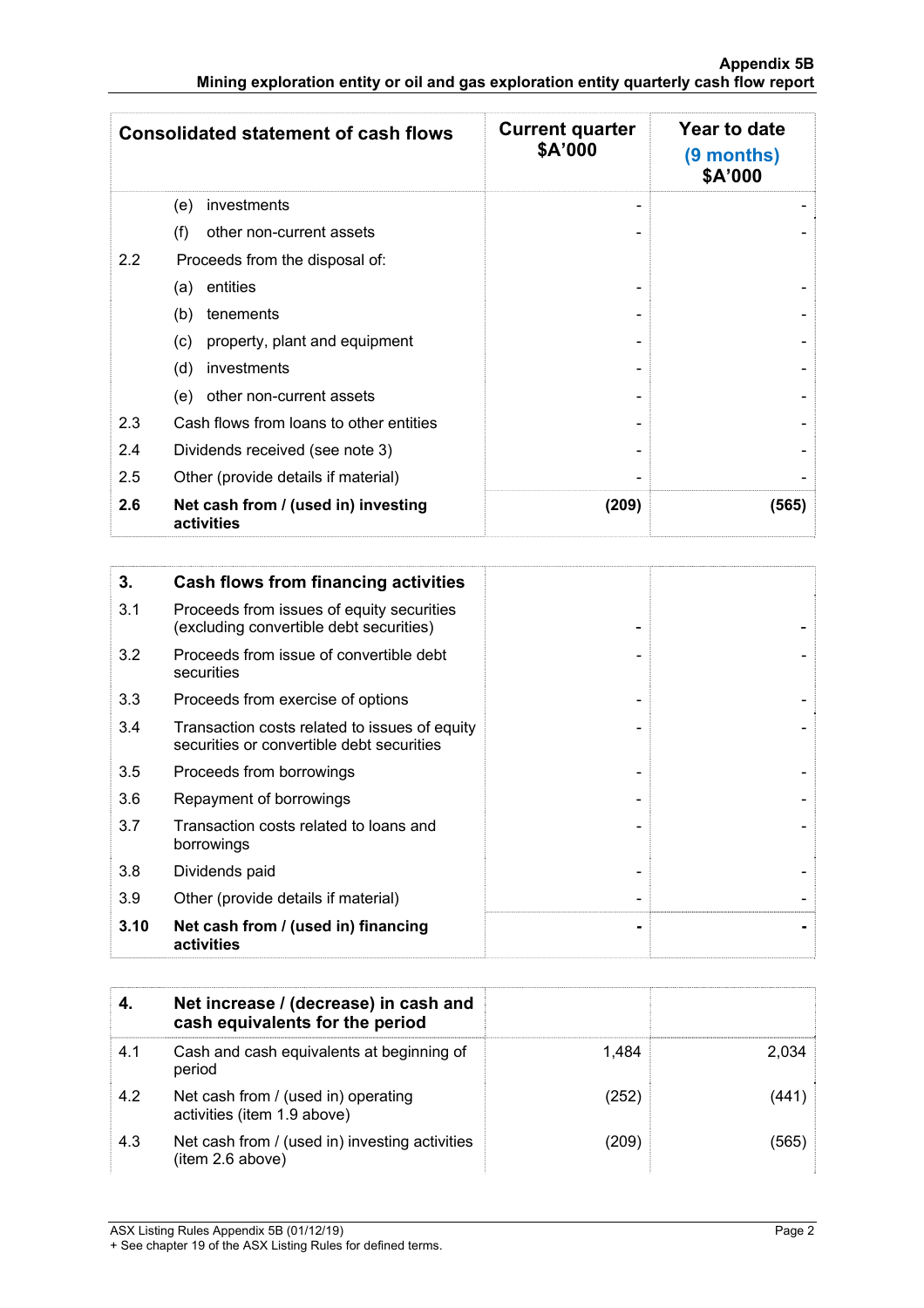| Consolidated statement of cash flows | | Current quarter $A'000 | Year to date (9 months) $A'000 |
|---|---|---|---|
| | (e) investments | - | - |
| | (f) other non-current assets | - | - |
| 2.2 | Proceeds from the disposal of: | | |
| | (a) entities | - | - |
| | (b) tenements | - | - |
| | (c) property, plant and equipment | - | - |
| | (d) investments | - | - |
| | (e) other non-current assets | - | - |
| 2.3 | Cash flows from loans to other entities | - | - |
| 2.4 | Dividends received (see note 3) | - | - |
| 2.5 | Other (provide details if material) | - | - |
| **2.6** | **Net cash from / (used in) investing activities** | **(209)** | **(565)** |

| **3.** | **Cash flows from financing activities** | | |
|---|---|---|---|
| 3.1 | Proceeds from issues of equity securities (excluding convertible debt securities) | - | - |
| 3.2 | Proceeds from issue of convertible debt securities | - | - |
| 3.3 | Proceeds from exercise of options | - | - |
| 3.4 | Transaction costs related to issues of equity securities or convertible debt securities | - | - |
| 3.5 | Proceeds from borrowings | - | - |
| 3.6 | Repayment of borrowings | - | - |
| 3.7 | Transaction costs related to loans and borrowings | - | - |
| 3.8 | Dividends paid | - | - |
| 3.9 | Other (provide details if material) | - | - |
| **3.10** | **Net cash from / (used in) financing activities** | **-** | **-** |

| **4.** | **Net increase / (decrease) in cash and cash equivalents for the period** | | |
|---|---|---|---|
| 4.1 | Cash and cash equivalents at beginning of period | 1,484 | 2,034 |
| 4.2 | Net cash from / (used in) operating activities (item 1.9 above) | (252) | (441) |
| 4.3 | Net cash from / (used in) investing activities (item 2.6 above) | (209) | (565) |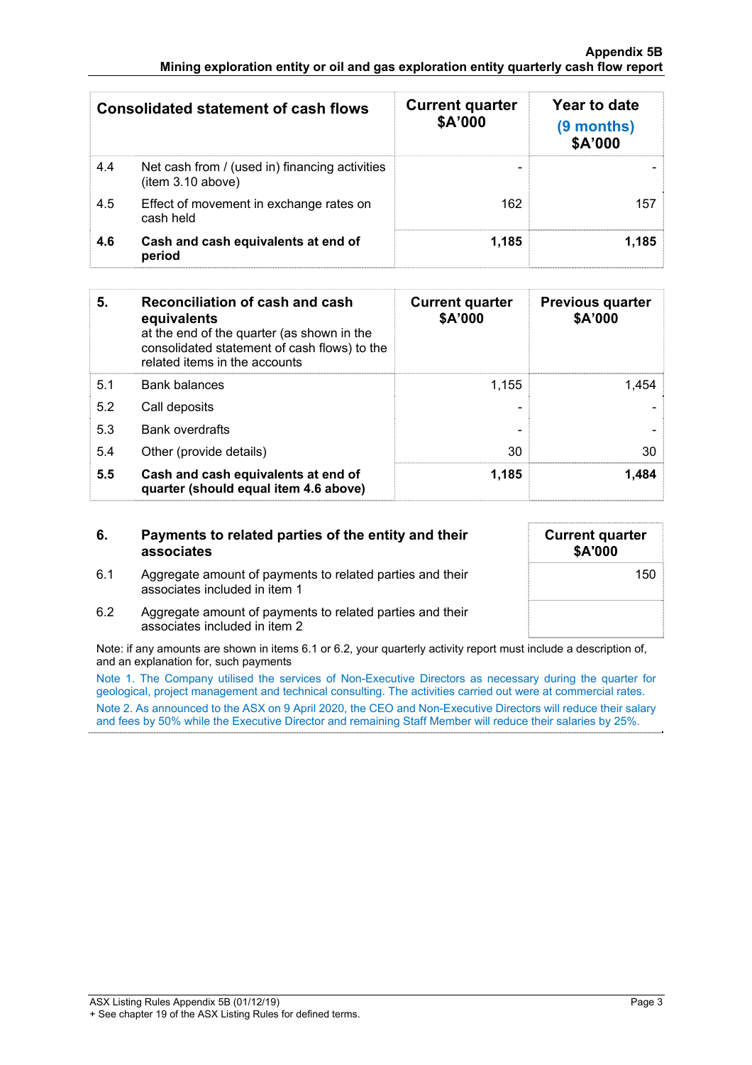| Consolidated statement of cash flows | | Current quarter $A'000 | Year to date (9 months) $A'000 |
|---|---|---|---|
| 4.4 | Net cash from / (used in) financing activities (item 3.10 above) | - | - |
| 4.5 | Effect of movement in exchange rates on cash held | 162 | 157 |
| **4.6** | **Cash and cash equivalents at end of period** | **1,185** | **1,185** |

| **5.** | **Reconciliation of cash and cash equivalents** at the end of the quarter (as shown in the consolidated statement of cash flows) to the related items in the accounts | **Current quarter $A'000** | **Previous quarter $A'000** |
|---|---|---|---|
| 5.1 | Bank balances | 1,155 | 1,454 |
| 5.2 | Call deposits | - | - |
| 5.3 | Bank overdrafts | - | - |
| 5.4 | Other (provide details) | 30 | 30 |
| **5.5** | **Cash and cash equivalents at end of quarter (should equal item 4.6 above)** | **1,185** | **1,484** |

| **6.** | **Payments to related parties of the entity and their associates** | **Current quarter $A'000** |
|---|---|---|
| 6.1 | Aggregate amount of payments to related parties and their associates included in item 1 | 150 |
| 6.2 | Aggregate amount of payments to related parties and their associates included in item 2 | |

Note: if any amounts are shown in items 6.1 or 6.2, your quarterly activity report must include a description of, and an explanation for, such payments

Note 1. The Company utilised the services of Non-Executive Directors as necessary during the quarter for geological, project management and technical consulting. The activities carried out were at commercial rates.

Note 2. As announced to the ASX on 9 April 2020, the CEO and Non-Executive Directors will reduce their salary and fees by 50% while the Executive Director and remaining Staff Member will reduce their salaries by 25%.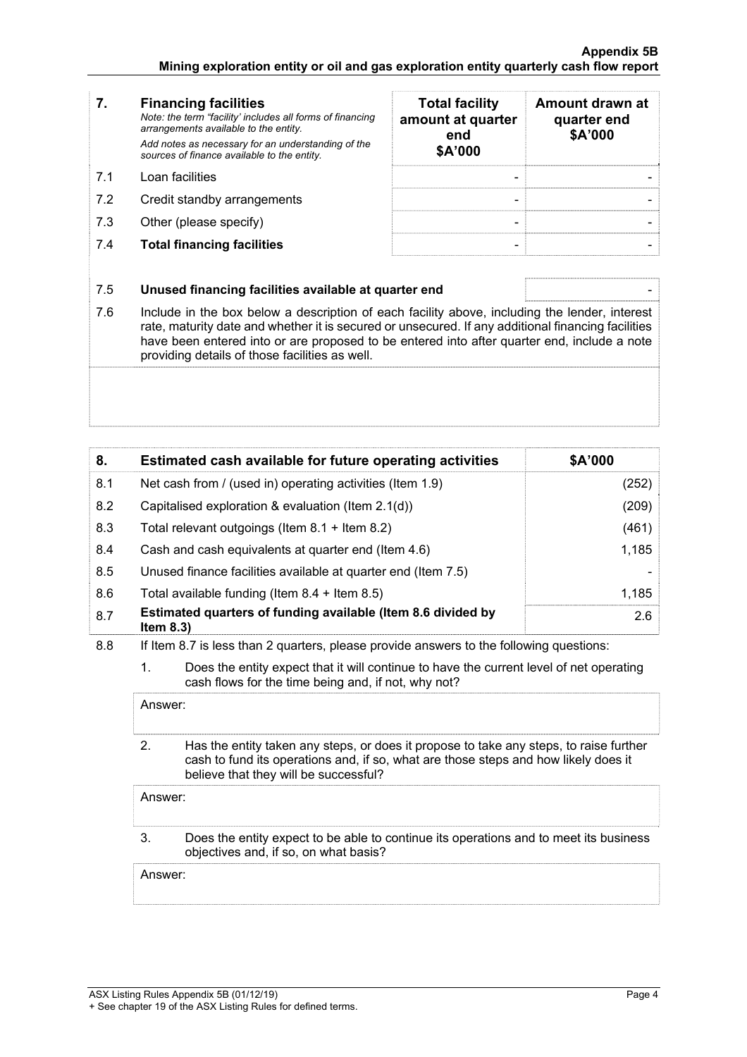| 7. | **Financing facilities**<br>*Note: the term "facility' includes all forms of financing arrangements available to the entity.*<br>*Add notes as necessary for an understanding of the sources of finance available to the entity.* | **Total facility amount at quarter end**<br>**$A'000** | **Amount drawn at quarter end**<br>**$A'000** |
|---|---|---|---|
| 7.1 | Loan facilities | - | - |
| 7.2 | Credit standby arrangements | - | - |
| 7.3 | Other (please specify) | - | - |
| 7.4 | **Total financing facilities** | - | - |

| | | |
|---|---|---|
| 7.5 | **Unused financing facilities available at quarter end** | - |

7.6 Include in the box below a description of each facility above, including the lender, interest rate, maturity date and whether it is secured or unsecured. If any additional financing facilities have been entered into or are proposed to be entered into after quarter end, include a note providing details of those facilities as well.

| 8. | **Estimated cash available for future operating activities** | **$A'000** |
|---|---|---|
| 8.1 | Net cash from / (used in) operating activities (Item 1.9) | (252) |
| 8.2 | Capitalised exploration & evaluation (Item 2.1(d)) | (209) |
| 8.3 | Total relevant outgoings (Item 8.1 + Item 8.2) | (461) |
| 8.4 | Cash and cash equivalents at quarter end (Item 4.6) | 1,185 |
| 8.5 | Unused finance facilities available at quarter end (Item 7.5) | - |
| 8.6 | Total available funding (Item 8.4 + Item 8.5) | 1,185 |
| 8.7 | **Estimated quarters of funding available (Item 8.6 divided by Item 8.3)** | 2.6 |

8.8 If Item 8.7 is less than 2 quarters, please provide answers to the following questions:

1. Does the entity expect that it will continue to have the current level of net operating cash flows for the time being and, if not, why not?

Answer:

2. Has the entity taken any steps, or does it propose to take any steps, to raise further cash to fund its operations and, if so, what are those steps and how likely does it believe that they will be successful?

Answer:

3. Does the entity expect to be able to continue its operations and to meet its business objectives and, if so, on what basis?

Answer: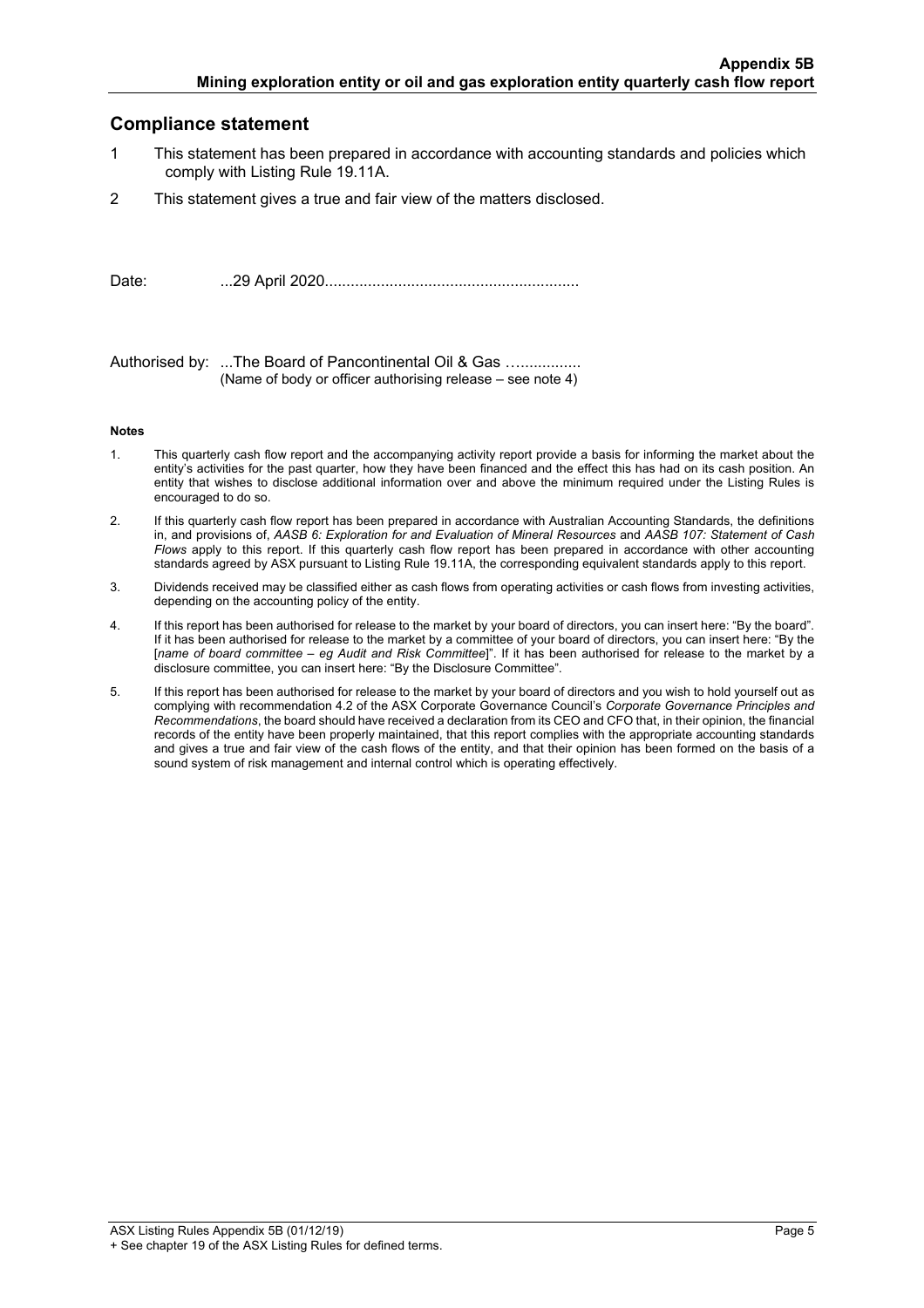## Compliance statement

1 This statement has been prepared in accordance with accounting standards and policies which comply with Listing Rule 19.11A.

2 This statement gives a true and fair view of the matters disclosed.

Date: ...29 April 2020..........................................................

Authorised by: ...The Board of Pancontinental Oil & Gas …..............
(Name of body or officer authorising release – see note 4)

**Notes**

1. This quarterly cash flow report and the accompanying activity report provide a basis for informing the market about the entity's activities for the past quarter, how they have been financed and the effect this has had on its cash position. An entity that wishes to disclose additional information over and above the minimum required under the Listing Rules is encouraged to do so.

2. If this quarterly cash flow report has been prepared in accordance with Australian Accounting Standards, the definitions in, and provisions of, *AASB 6: Exploration for and Evaluation of Mineral Resources* and *AASB 107: Statement of Cash Flows* apply to this report. If this quarterly cash flow report has been prepared in accordance with other accounting standards agreed by ASX pursuant to Listing Rule 19.11A, the corresponding equivalent standards apply to this report.

3. Dividends received may be classified either as cash flows from operating activities or cash flows from investing activities, depending on the accounting policy of the entity.

4. If this report has been authorised for release to the market by your board of directors, you can insert here: "By the board". If it has been authorised for release to the market by a committee of your board of directors, you can insert here: "By the [*name of board committee – eg Audit and Risk Committee*]". If it has been authorised for release to the market by a disclosure committee, you can insert here: "By the Disclosure Committee".

5. If this report has been authorised for release to the market by your board of directors and you wish to hold yourself out as complying with recommendation 4.2 of the ASX Corporate Governance Council's *Corporate Governance Principles and Recommendations*, the board should have received a declaration from its CEO and CFO that, in their opinion, the financial records of the entity have been properly maintained, that this report complies with the appropriate accounting standards and gives a true and fair view of the cash flows of the entity, and that their opinion has been formed on the basis of a sound system of risk management and internal control which is operating effectively.